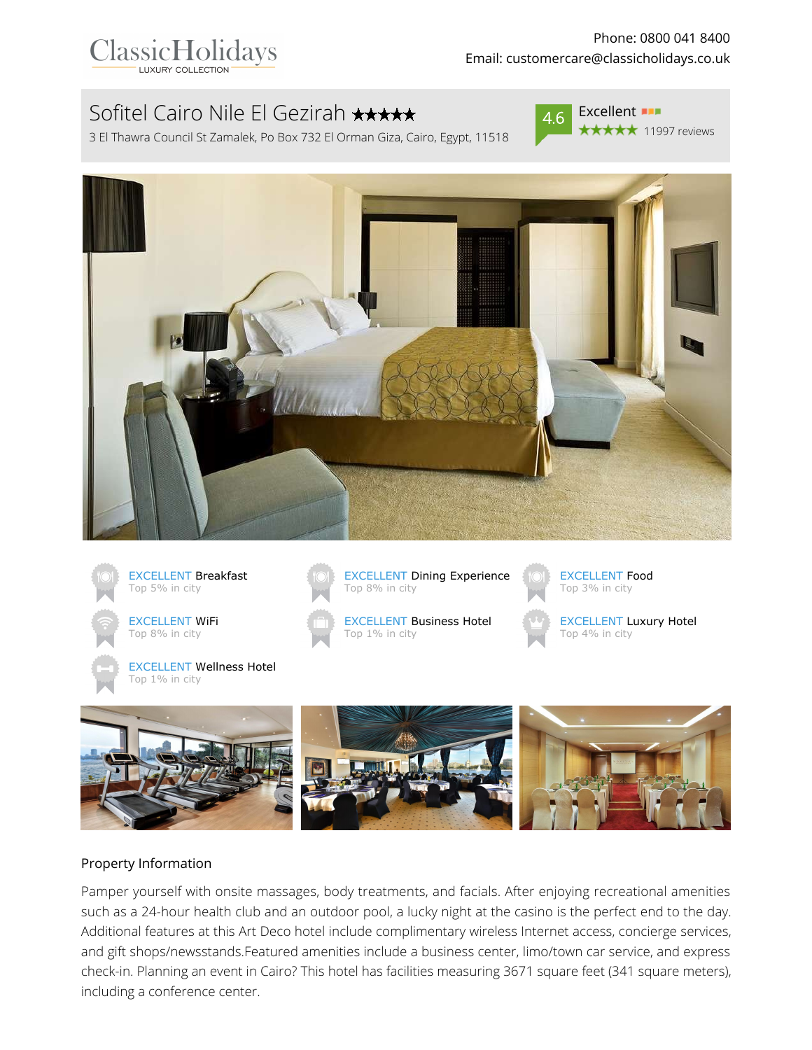ClassicHolidays
LUXURY COLLECTION

Phone: 0800 041 8400
Email: customercare@classicholidays.co.uk

# Sofitel Cairo Nile El Gezirah ★★★★★

3 El Thawra Council St Zamalek, Po Box 732 El Orman Giza, Cairo, Egypt, 11518

4.6 Excellent ★★★★★ 11997 reviews

EXCELLENT Breakfast
Top 5% in city

EXCELLENT Dining Experience
Top 8% in city

EXCELLENT Food
Top 3% in city

EXCELLENT WiFi
Top 8% in city

EXCELLENT Business Hotel
Top 1% in city

EXCELLENT Luxury Hotel
Top 4% in city

EXCELLENT Wellness Hotel
Top 1% in city

## Property Information

Pamper yourself with onsite massages, body treatments, and facials. After enjoying recreational amenities such as a 24-hour health club and an outdoor pool, a lucky night at the casino is the perfect end to the day. Additional features at this Art Deco hotel include complimentary wireless Internet access, concierge services, and gift shops/newsstands.Featured amenities include a business center, limo/town car service, and express check-in. Planning an event in Cairo? This hotel has facilities measuring 3671 square feet (341 square meters), including a conference center.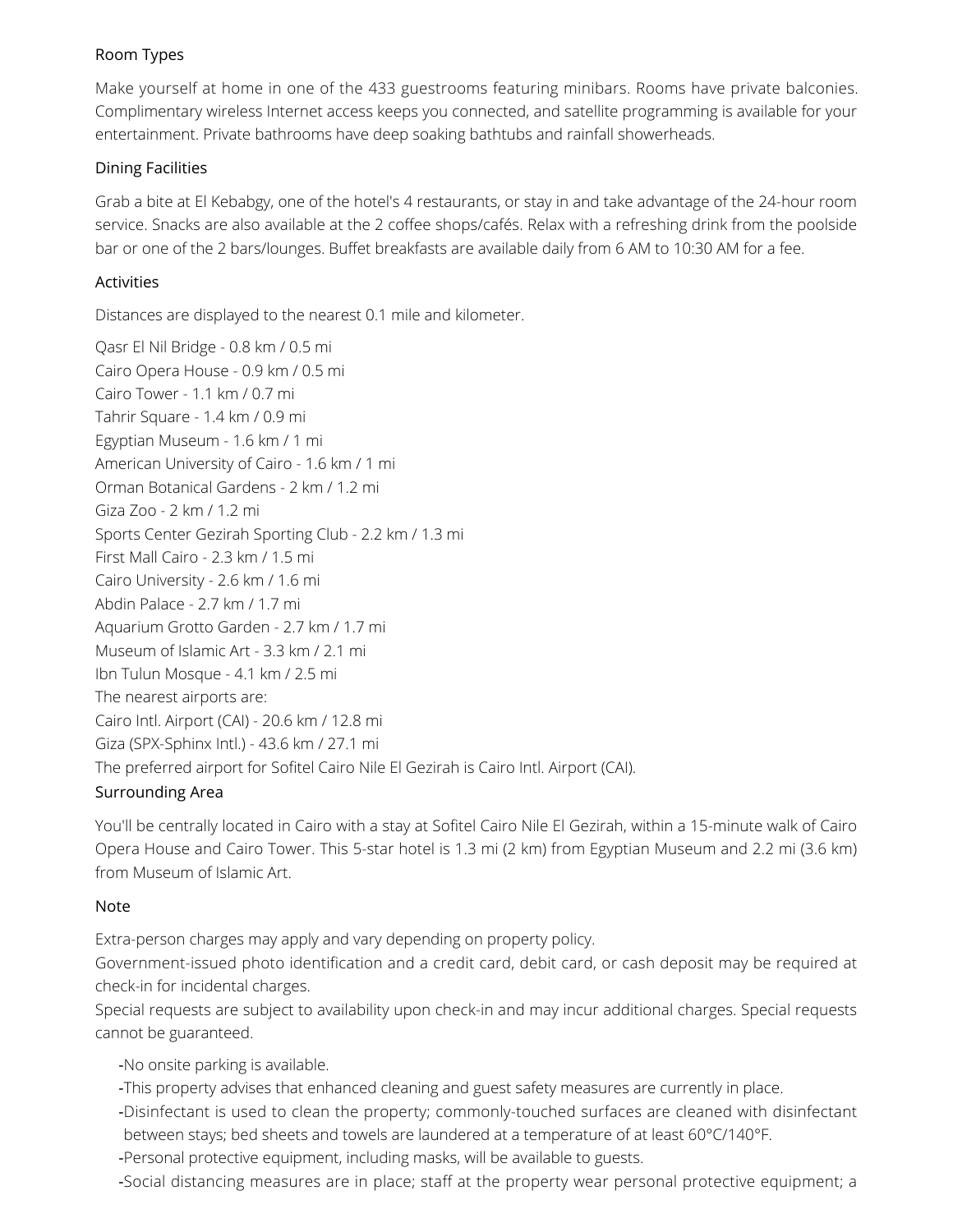## Room Types

Make yourself at home in one of the 433 guestrooms featuring minibars. Rooms have private balconies. Complimentary wireless Internet access keeps you connected, and satellite programming is available for your entertainment. Private bathrooms have deep soaking bathtubs and rainfall showerheads.

## Dining Facilities

Grab a bite at El Kebabgy, one of the hotel's 4 restaurants, or stay in and take advantage of the 24-hour room service. Snacks are also available at the 2 coffee shops/cafés. Relax with a refreshing drink from the poolside bar or one of the 2 bars/lounges. Buffet breakfasts are available daily from 6 AM to 10:30 AM for a fee.

## Activities

Distances are displayed to the nearest 0.1 mile and kilometer.

Qasr El Nil Bridge - 0.8 km / 0.5 mi
Cairo Opera House - 0.9 km / 0.5 mi
Cairo Tower - 1.1 km / 0.7 mi
Tahrir Square - 1.4 km / 0.9 mi
Egyptian Museum - 1.6 km / 1 mi
American University of Cairo - 1.6 km / 1 mi
Orman Botanical Gardens - 2 km / 1.2 mi
Giza Zoo - 2 km / 1.2 mi
Sports Center Gezirah Sporting Club - 2.2 km / 1.3 mi
First Mall Cairo - 2.3 km / 1.5 mi
Cairo University - 2.6 km / 1.6 mi
Abdin Palace - 2.7 km / 1.7 mi
Aquarium Grotto Garden - 2.7 km / 1.7 mi
Museum of Islamic Art - 3.3 km / 2.1 mi
Ibn Tulun Mosque - 4.1 km / 2.5 mi
The nearest airports are:
Cairo Intl. Airport (CAI) - 20.6 km / 12.8 mi
Giza (SPX-Sphinx Intl.) - 43.6 km / 27.1 mi
The preferred airport for Sofitel Cairo Nile El Gezirah is Cairo Intl. Airport (CAI).

## Surrounding Area

You'll be centrally located in Cairo with a stay at Sofitel Cairo Nile El Gezirah, within a 15-minute walk of Cairo Opera House and Cairo Tower. This 5-star hotel is 1.3 mi (2 km) from Egyptian Museum and 2.2 mi (3.6 km) from Museum of Islamic Art.

## Note

Extra-person charges may apply and vary depending on property policy.
Government-issued photo identification and a credit card, debit card, or cash deposit may be required at check-in for incidental charges.
Special requests are subject to availability upon check-in and may incur additional charges. Special requests cannot be guaranteed.

- No onsite parking is available.
- This property advises that enhanced cleaning and guest safety measures are currently in place.
- Disinfectant is used to clean the property; commonly-touched surfaces are cleaned with disinfectant between stays; bed sheets and towels are laundered at a temperature of at least 60°C/140°F.
- Personal protective equipment, including masks, will be available to guests.
- Social distancing measures are in place; staff at the property wear personal protective equipment; a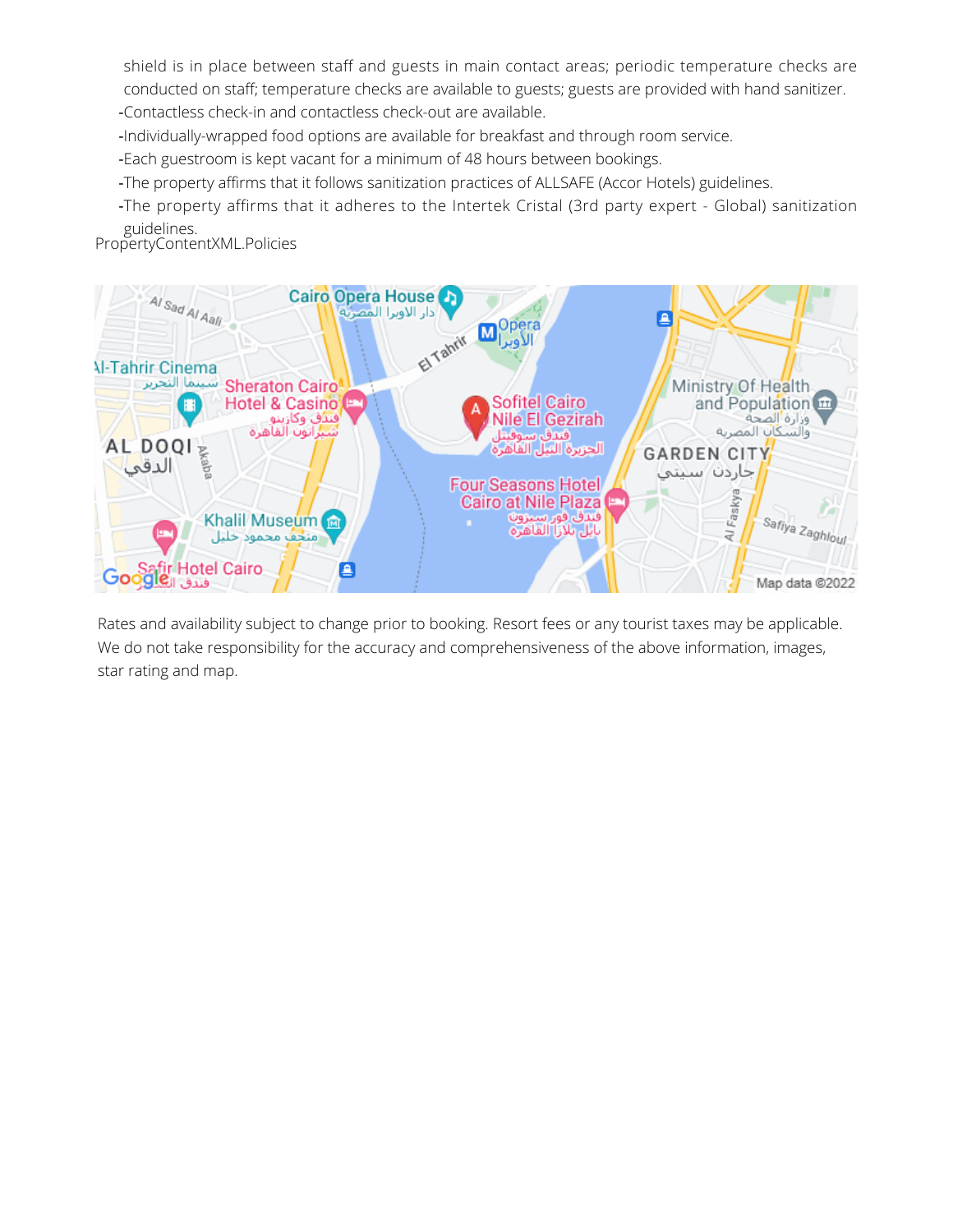shield is in place between staff and guests in main contact areas; periodic temperature checks are conducted on staff; temperature checks are available to guests; guests are provided with hand sanitizer.

-Contactless check-in and contactless check-out are available.

-Individually-wrapped food options are available for breakfast and through room service.

-Each guestroom is kept vacant for a minimum of 48 hours between bookings.

-The property affirms that it follows sanitization practices of ALLSAFE (Accor Hotels) guidelines.

-The property affirms that it adheres to the Intertek Cristal (3rd party expert - Global) sanitization guidelines.

PropertyContentXML.Policies

Rates and availability subject to change prior to booking. Resort fees or any tourist taxes may be applicable. We do not take responsibility for the accuracy and comprehensiveness of the above information, images, star rating and map.